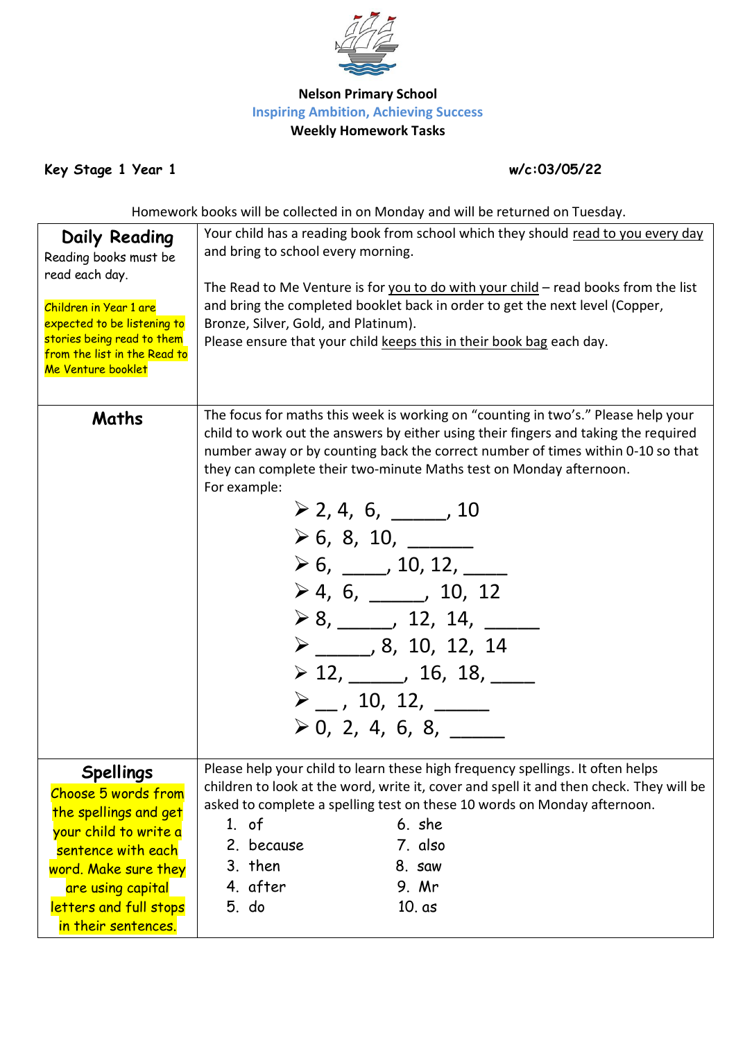**Nelson Primary School**

**Inspiring Ambition, Achieving Success**

**Weekly Homework Tasks**

**Key Stage 1 Year 1** **w/c:03/05/22**

Homework books will be collected in on Monday and will be returned on Tuesday.

| | |
|---|---|
| **Daily Reading**<br>Reading books must be read each day.<br><br>Children in Year 1 are expected to be listening to stories being read to them from the list in the Read to Me Venture booklet | Your child has a reading book from school which they should read to you every day and bring to school every morning.<br><br>The Read to Me Venture is for you to do with your child – read books from the list and bring the completed booklet back in order to get the next level (Copper, Bronze, Silver, Gold, and Platinum).<br>Please ensure that your child keeps this in their book bag each day. |
| **Maths** | The focus for maths this week is working on "counting in two's." Please help your child to work out the answers by either using their fingers and taking the required number away or by counting back the correct number of times within 0-10 so that they can complete their two-minute Maths test on Monday afternoon.<br>For example:<br>➢ 2, 4, 6, _____, 10<br>➢ 6, 8, 10, ______<br>➢ 6, ____, 10, 12, ____<br>➢ 4, 6, _____, 10, 12<br>➢ 8, _____, 12, 14, _____<br>➢ _____, 8, 10, 12, 14<br>➢ 12, _____, 16, 18, ____<br>➢ __ , 10, 12, _____<br>➢ 0, 2, 4, 6, 8, _____ |
| **Spellings**<br>Choose 5 words from the spellings and get your child to write a sentence with each word. Make sure they are using capital letters and full stops in their sentences. | Please help your child to learn these high frequency spellings. It often helps children to look at the word, write it, cover and spell it and then check. They will be asked to complete a spelling test on these 10 words on Monday afternoon.<br>1. of<br>2. because<br>3. then<br>4. after<br>5. do<br>6. she<br>7. also<br>8. saw<br>9. Mr<br>10. as |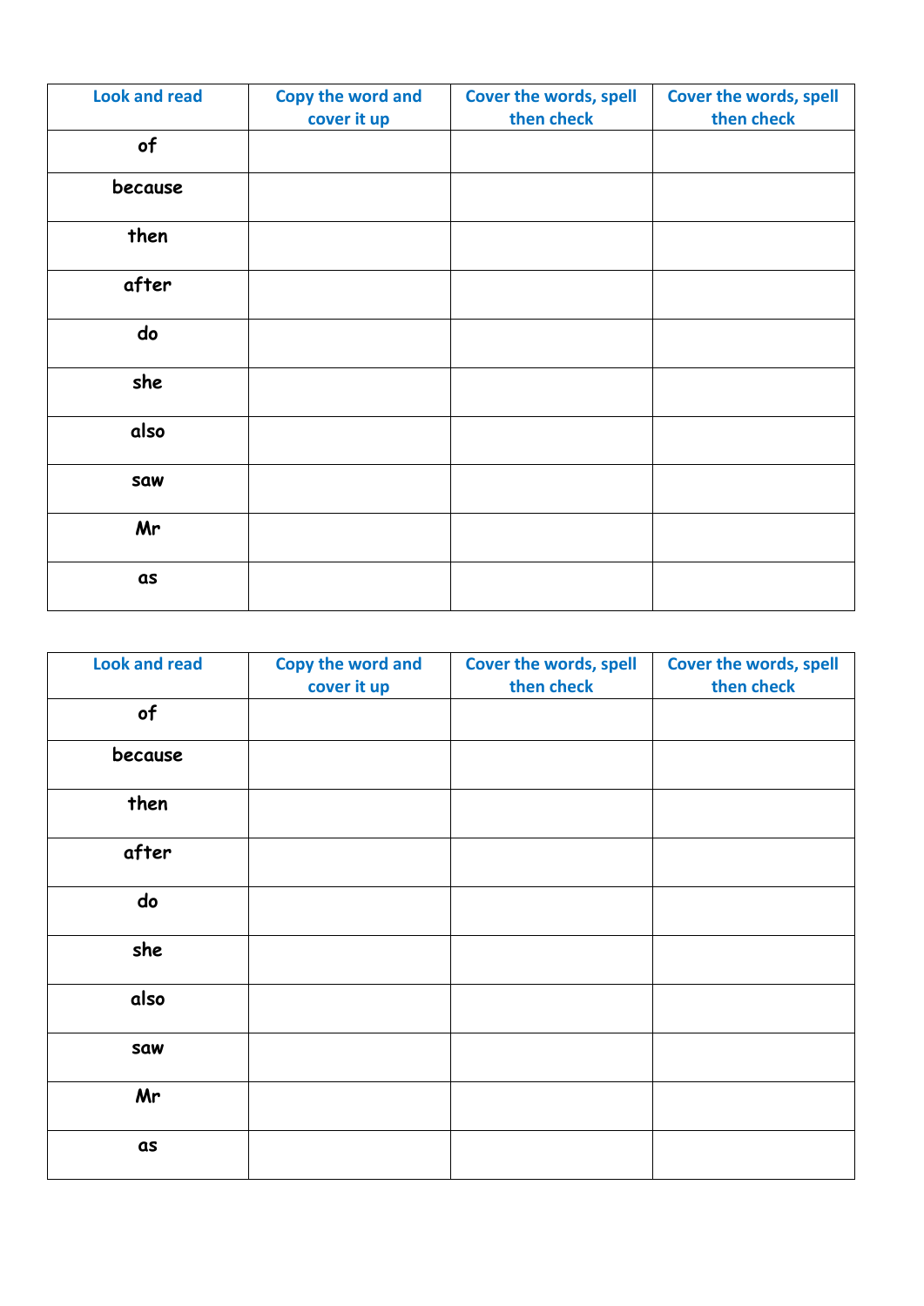| Look and read | Copy the word and cover it up | Cover the words, spell then check | Cover the words, spell then check |
|---|---|---|---|
| of | | | |
| because | | | |
| then | | | |
| after | | | |
| do | | | |
| she | | | |
| also | | | |
| saw | | | |
| Mr | | | |
| as | | | |

| Look and read | Copy the word and cover it up | Cover the words, spell then check | Cover the words, spell then check |
|---|---|---|---|
| of | | | |
| because | | | |
| then | | | |
| after | | | |
| do | | | |
| she | | | |
| also | | | |
| saw | | | |
| Mr | | | |
| as | | | |